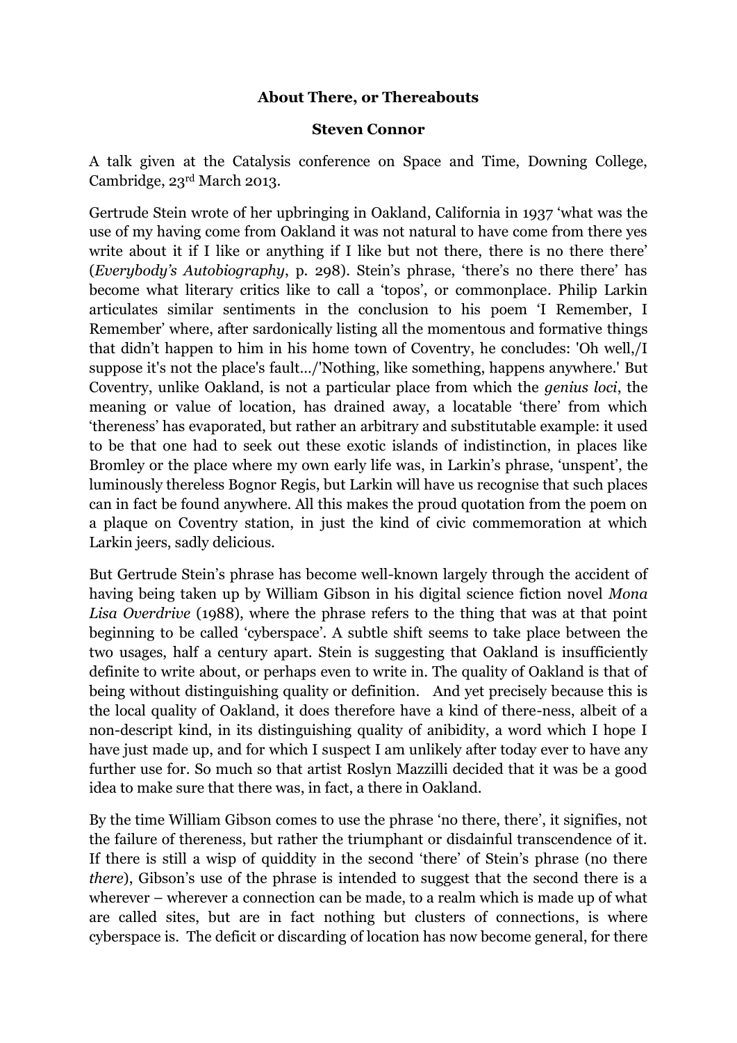**About There, or Thereabouts**

**Steven Connor**

A talk given at the Catalysis conference on Space and Time, Downing College, Cambridge, 23rd March 2013.

Gertrude Stein wrote of her upbringing in Oakland, California in 1937 'what was the use of my having come from Oakland it was not natural to have come from there yes write about it if I like or anything if I like but not there, there is no there there' (*Everybody's Autobiography*, p. 298). Stein's phrase, 'there's no there there' has become what literary critics like to call a 'topos', or commonplace. Philip Larkin articulates similar sentiments in the conclusion to his poem 'I Remember, I Remember' where, after sardonically listing all the momentous and formative things that didn't happen to him in his home town of Coventry, he concludes: 'Oh well,/I suppose it's not the place's fault…/'Nothing, like something, happens anywhere.' But Coventry, unlike Oakland, is not a particular place from which the *genius loci*, the meaning or value of location, has drained away, a locatable 'there' from which 'thereness' has evaporated, but rather an arbitrary and substitutable example: it used to be that one had to seek out these exotic islands of indistinction, in places like Bromley or the place where my own early life was, in Larkin's phrase, 'unspent', the luminously thereless Bognor Regis, but Larkin will have us recognise that such places can in fact be found anywhere. All this makes the proud quotation from the poem on a plaque on Coventry station, in just the kind of civic commemoration at which Larkin jeers, sadly delicious.

But Gertrude Stein's phrase has become well-known largely through the accident of having being taken up by William Gibson in his digital science fiction novel *Mona Lisa Overdrive* (1988), where the phrase refers to the thing that was at that point beginning to be called 'cyberspace'. A subtle shift seems to take place between the two usages, half a century apart. Stein is suggesting that Oakland is insufficiently definite to write about, or perhaps even to write in. The quality of Oakland is that of being without distinguishing quality or definition. And yet precisely because this is the local quality of Oakland, it does therefore have a kind of there-ness, albeit of a non-descript kind, in its distinguishing quality of anibidity, a word which I hope I have just made up, and for which I suspect I am unlikely after today ever to have any further use for. So much so that artist Roslyn Mazzilli decided that it was be a good idea to make sure that there was, in fact, a there in Oakland.

By the time William Gibson comes to use the phrase 'no there, there', it signifies, not the failure of thereness, but rather the triumphant or disdainful transcendence of it. If there is still a wisp of quiddity in the second 'there' of Stein's phrase (no there *there*), Gibson's use of the phrase is intended to suggest that the second there is a wherever – wherever a connection can be made, to a realm which is made up of what are called sites, but are in fact nothing but clusters of connections, is where cyberspace is. The deficit or discarding of location has now become general, for there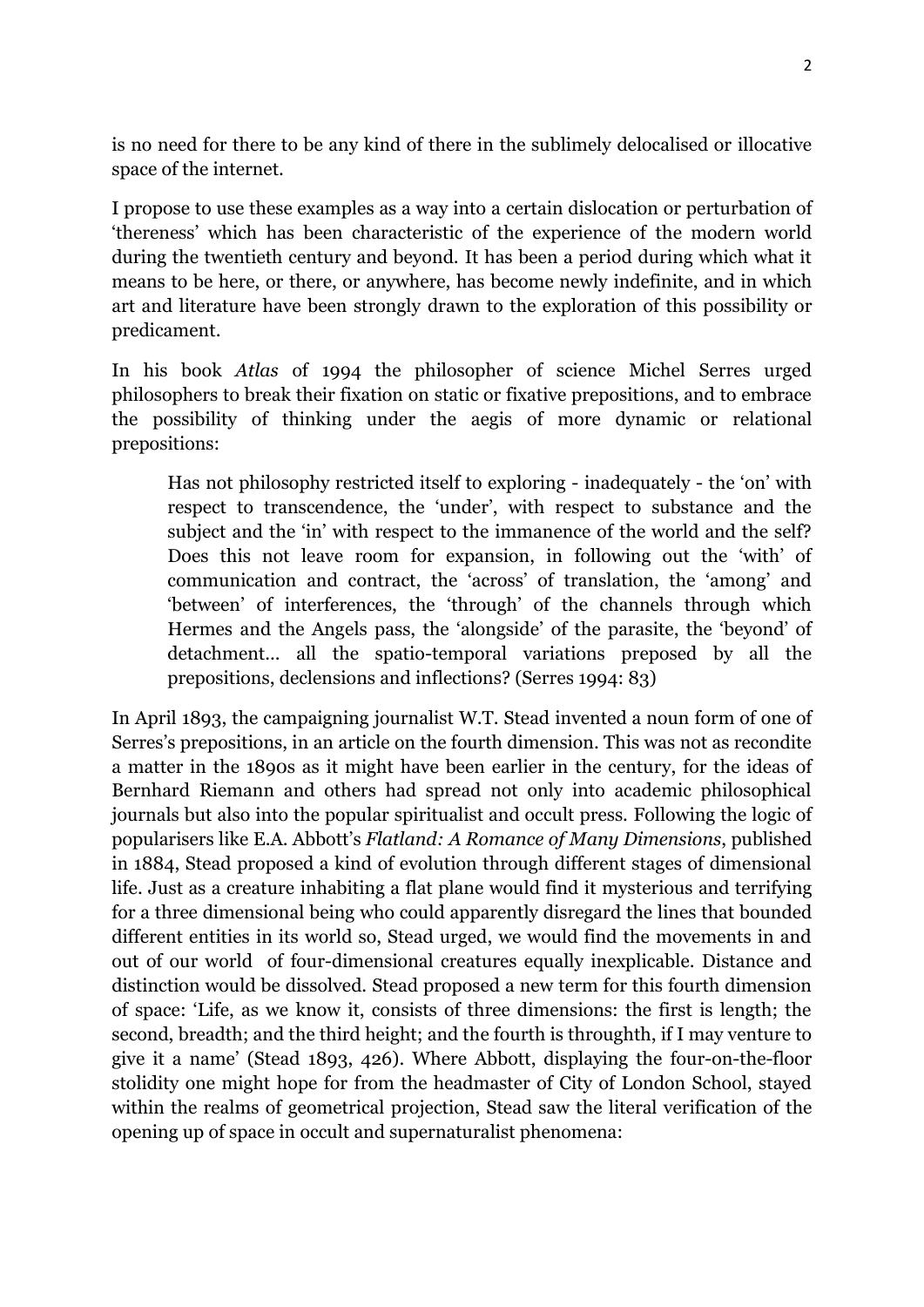is no need for there to be any kind of there in the sublimely delocalised or illocative space of the internet.

I propose to use these examples as a way into a certain dislocation or perturbation of 'thereness' which has been characteristic of the experience of the modern world during the twentieth century and beyond. It has been a period during which what it means to be here, or there, or anywhere, has become newly indefinite, and in which art and literature have been strongly drawn to the exploration of this possibility or predicament.

In his book *Atlas* of 1994 the philosopher of science Michel Serres urged philosophers to break their fixation on static or fixative prepositions, and to embrace the possibility of thinking under the aegis of more dynamic or relational prepositions:

> Has not philosophy restricted itself to exploring - inadequately - the 'on' with respect to transcendence, the 'under', with respect to substance and the subject and the 'in' with respect to the immanence of the world and the self? Does this not leave room for expansion, in following out the 'with' of communication and contract, the 'across' of translation, the 'among' and 'between' of interferences, the 'through' of the channels through which Hermes and the Angels pass, the 'alongside' of the parasite, the 'beyond' of detachment... all the spatio-temporal variations preposed by all the prepositions, declensions and inflections? (Serres 1994: 83)

In April 1893, the campaigning journalist W.T. Stead invented a noun form of one of Serres's prepositions, in an article on the fourth dimension. This was not as recondite a matter in the 1890s as it might have been earlier in the century, for the ideas of Bernhard Riemann and others had spread not only into academic philosophical journals but also into the popular spiritualist and occult press. Following the logic of popularisers like E.A. Abbott's *Flatland: A Romance of Many Dimensions*, published in 1884, Stead proposed a kind of evolution through different stages of dimensional life. Just as a creature inhabiting a flat plane would find it mysterious and terrifying for a three dimensional being who could apparently disregard the lines that bounded different entities in its world so, Stead urged, we would find the movements in and out of our world of four-dimensional creatures equally inexplicable. Distance and distinction would be dissolved. Stead proposed a new term for this fourth dimension of space: 'Life, as we know it, consists of three dimensions: the first is length; the second, breadth; and the third height; and the fourth is throughth, if I may venture to give it a name' (Stead 1893, 426). Where Abbott, displaying the four-on-the-floor stolidity one might hope for from the headmaster of City of London School, stayed within the realms of geometrical projection, Stead saw the literal verification of the opening up of space in occult and supernaturalist phenomena: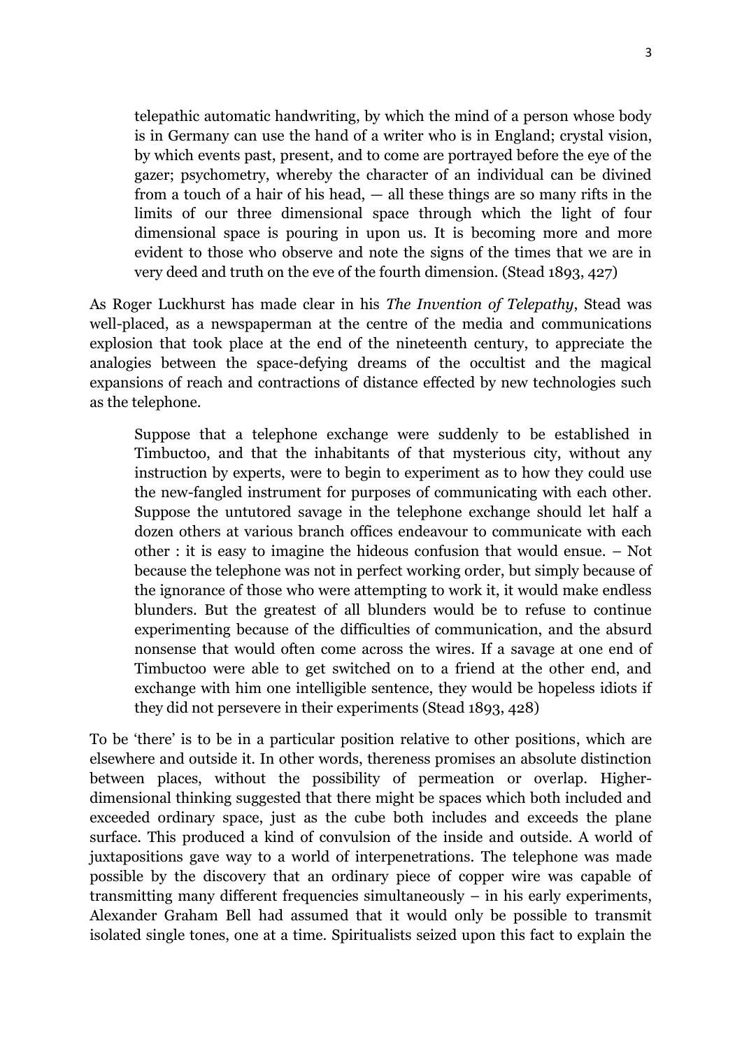> telepathic automatic handwriting, by which the mind of a person whose body is in Germany can use the hand of a writer who is in England; crystal vision, by which events past, present, and to come are portrayed before the eye of the gazer; psychometry, whereby the character of an individual can be divined from a touch of a hair of his head, — all these things are so many rifts in the limits of our three dimensional space through which the light of four dimensional space is pouring in upon us. It is becoming more and more evident to those who observe and note the signs of the times that we are in very deed and truth on the eve of the fourth dimension. (Stead 1893, 427)

As Roger Luckhurst has made clear in his *The Invention of Telepathy*, Stead was well-placed, as a newspaperman at the centre of the media and communications explosion that took place at the end of the nineteenth century, to appreciate the analogies between the space-defying dreams of the occultist and the magical expansions of reach and contractions of distance effected by new technologies such as the telephone.

> Suppose that a telephone exchange were suddenly to be established in Timbuctoo, and that the inhabitants of that mysterious city, without any instruction by experts, were to begin to experiment as to how they could use the new-fangled instrument for purposes of communicating with each other. Suppose the untutored savage in the telephone exchange should let half a dozen others at various branch offices endeavour to communicate with each other : it is easy to imagine the hideous confusion that would ensue. – Not because the telephone was not in perfect working order, but simply because of the ignorance of those who were attempting to work it, it would make endless blunders. But the greatest of all blunders would be to refuse to continue experimenting because of the difficulties of communication, and the absurd nonsense that would often come across the wires. If a savage at one end of Timbuctoo were able to get switched on to a friend at the other end, and exchange with him one intelligible sentence, they would be hopeless idiots if they did not persevere in their experiments (Stead 1893, 428)

To be 'there' is to be in a particular position relative to other positions, which are elsewhere and outside it. In other words, thereness promises an absolute distinction between places, without the possibility of permeation or overlap. Higher-dimensional thinking suggested that there might be spaces which both included and exceeded ordinary space, just as the cube both includes and exceeds the plane surface. This produced a kind of convulsion of the inside and outside. A world of juxtapositions gave way to a world of interpenetrations. The telephone was made possible by the discovery that an ordinary piece of copper wire was capable of transmitting many different frequencies simultaneously – in his early experiments, Alexander Graham Bell had assumed that it would only be possible to transmit isolated single tones, one at a time. Spiritualists seized upon this fact to explain the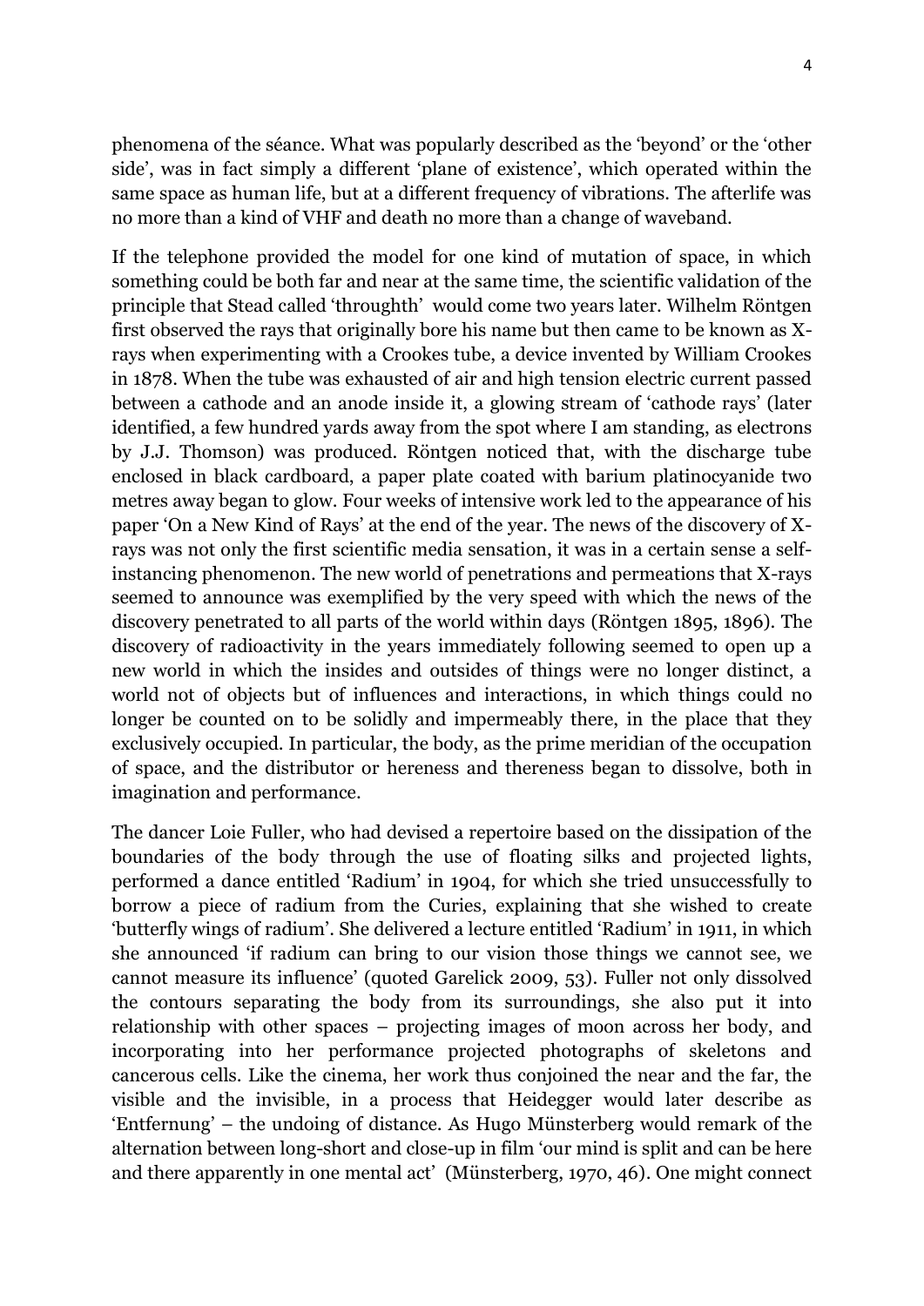phenomena of the séance. What was popularly described as the 'beyond' or the 'other side', was in fact simply a different 'plane of existence', which operated within the same space as human life, but at a different frequency of vibrations. The afterlife was no more than a kind of VHF and death no more than a change of waveband.

If the telephone provided the model for one kind of mutation of space, in which something could be both far and near at the same time, the scientific validation of the principle that Stead called 'throughth' would come two years later. Wilhelm Röntgen first observed the rays that originally bore his name but then came to be known as X-rays when experimenting with a Crookes tube, a device invented by William Crookes in 1878. When the tube was exhausted of air and high tension electric current passed between a cathode and an anode inside it, a glowing stream of 'cathode rays' (later identified, a few hundred yards away from the spot where I am standing, as electrons by J.J. Thomson) was produced. Röntgen noticed that, with the discharge tube enclosed in black cardboard, a paper plate coated with barium platinocyanide two metres away began to glow. Four weeks of intensive work led to the appearance of his paper 'On a New Kind of Rays' at the end of the year. The news of the discovery of X-rays was not only the first scientific media sensation, it was in a certain sense a self-instancing phenomenon. The new world of penetrations and permeations that X-rays seemed to announce was exemplified by the very speed with which the news of the discovery penetrated to all parts of the world within days (Röntgen 1895, 1896). The discovery of radioactivity in the years immediately following seemed to open up a new world in which the insides and outsides of things were no longer distinct, a world not of objects but of influences and interactions, in which things could no longer be counted on to be solidly and impermeably there, in the place that they exclusively occupied. In particular, the body, as the prime meridian of the occupation of space, and the distributor or hereness and thereness began to dissolve, both in imagination and performance.

The dancer Loie Fuller, who had devised a repertoire based on the dissipation of the boundaries of the body through the use of floating silks and projected lights, performed a dance entitled 'Radium' in 1904, for which she tried unsuccessfully to borrow a piece of radium from the Curies, explaining that she wished to create 'butterfly wings of radium'. She delivered a lecture entitled 'Radium' in 1911, in which she announced 'if radium can bring to our vision those things we cannot see, we cannot measure its influence' (quoted Garelick 2009, 53). Fuller not only dissolved the contours separating the body from its surroundings, she also put it into relationship with other spaces – projecting images of moon across her body, and incorporating into her performance projected photographs of skeletons and cancerous cells. Like the cinema, her work thus conjoined the near and the far, the visible and the invisible, in a process that Heidegger would later describe as 'Entfernung' – the undoing of distance. As Hugo Münsterberg would remark of the alternation between long-short and close-up in film 'our mind is split and can be here and there apparently in one mental act' (Münsterberg, 1970, 46). One might connect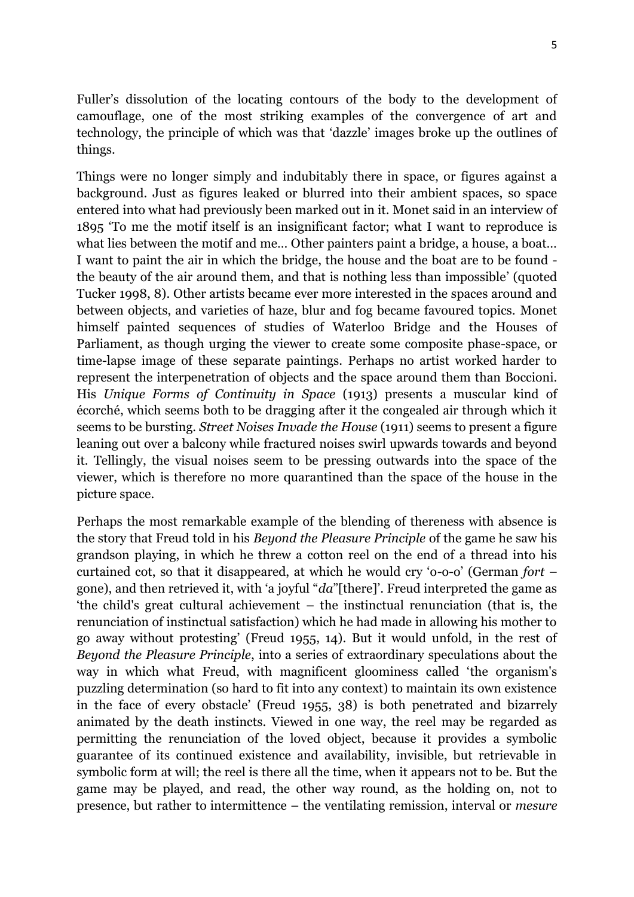Fuller's dissolution of the locating contours of the body to the development of camouflage, one of the most striking examples of the convergence of art and technology, the principle of which was that 'dazzle' images broke up the outlines of things.

Things were no longer simply and indubitably there in space, or figures against a background. Just as figures leaked or blurred into their ambient spaces, so space entered into what had previously been marked out in it. Monet said in an interview of 1895 'To me the motif itself is an insignificant factor; what I want to reproduce is what lies between the motif and me… Other painters paint a bridge, a house, a boat… I want to paint the air in which the bridge, the house and the boat are to be found - the beauty of the air around them, and that is nothing less than impossible' (quoted Tucker 1998, 8). Other artists became ever more interested in the spaces around and between objects, and varieties of haze, blur and fog became favoured topics. Monet himself painted sequences of studies of Waterloo Bridge and the Houses of Parliament, as though urging the viewer to create some composite phase-space, or time-lapse image of these separate paintings. Perhaps no artist worked harder to represent the interpenetration of objects and the space around them than Boccioni. His *Unique Forms of Continuity in Space* (1913) presents a muscular kind of écorché, which seems both to be dragging after it the congealed air through which it seems to be bursting. *Street Noises Invade the House* (1911) seems to present a figure leaning out over a balcony while fractured noises swirl upwards towards and beyond it. Tellingly, the visual noises seem to be pressing outwards into the space of the viewer, which is therefore no more quarantined than the space of the house in the picture space.

Perhaps the most remarkable example of the blending of thereness with absence is the story that Freud told in his *Beyond the Pleasure Principle* of the game he saw his grandson playing, in which he threw a cotton reel on the end of a thread into his curtained cot, so that it disappeared, at which he would cry 'o-o-o' (German *fort* – gone), and then retrieved it, with 'a joyful "*da*"[there]'. Freud interpreted the game as 'the child's great cultural achievement – the instinctual renunciation (that is, the renunciation of instinctual satisfaction) which he had made in allowing his mother to go away without protesting' (Freud 1955, 14). But it would unfold, in the rest of *Beyond the Pleasure Principle*, into a series of extraordinary speculations about the way in which what Freud, with magnificent gloominess called 'the organism's puzzling determination (so hard to fit into any context) to maintain its own existence in the face of every obstacle' (Freud 1955, 38) is both penetrated and bizarrely animated by the death instincts. Viewed in one way, the reel may be regarded as permitting the renunciation of the loved object, because it provides a symbolic guarantee of its continued existence and availability, invisible, but retrievable in symbolic form at will; the reel is there all the time, when it appears not to be. But the game may be played, and read, the other way round, as the holding on, not to presence, but rather to intermittence – the ventilating remission, interval or *mesure*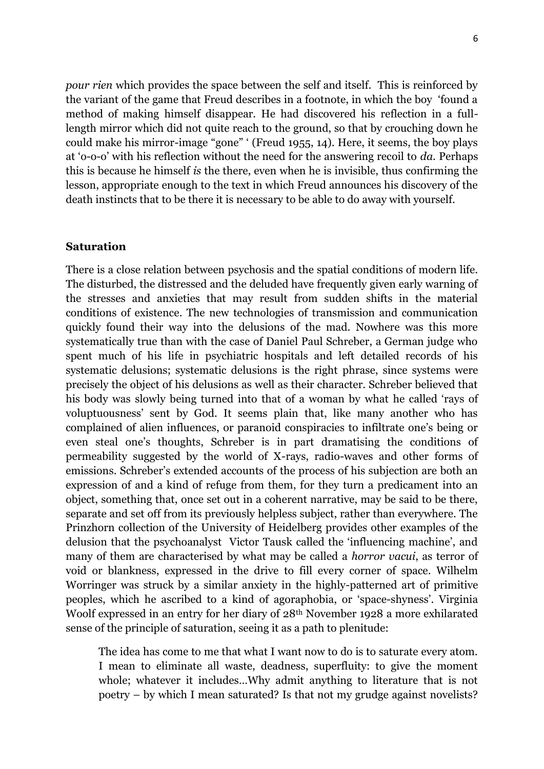*pour rien* which provides the space between the self and itself. This is reinforced by the variant of the game that Freud describes in a footnote, in which the boy 'found a method of making himself disappear. He had discovered his reflection in a full-length mirror which did not quite reach to the ground, so that by crouching down he could make his mirror-image "gone" ' (Freud 1955, 14). Here, it seems, the boy plays at 'o-o-o' with his reflection without the need for the answering recoil to *da*. Perhaps this is because he himself *is* the there, even when he is invisible, thus confirming the lesson, appropriate enough to the text in which Freud announces his discovery of the death instincts that to be there it is necessary to be able to do away with yourself.

## Saturation

There is a close relation between psychosis and the spatial conditions of modern life. The disturbed, the distressed and the deluded have frequently given early warning of the stresses and anxieties that may result from sudden shifts in the material conditions of existence. The new technologies of transmission and communication quickly found their way into the delusions of the mad. Nowhere was this more systematically true than with the case of Daniel Paul Schreber, a German judge who spent much of his life in psychiatric hospitals and left detailed records of his systematic delusions; systematic delusions is the right phrase, since systems were precisely the object of his delusions as well as their character. Schreber believed that his body was slowly being turned into that of a woman by what he called 'rays of voluptuousness' sent by God. It seems plain that, like many another who has complained of alien influences, or paranoid conspiracies to infiltrate one's being or even steal one's thoughts, Schreber is in part dramatising the conditions of permeability suggested by the world of X-rays, radio-waves and other forms of emissions. Schreber's extended accounts of the process of his subjection are both an expression of and a kind of refuge from them, for they turn a predicament into an object, something that, once set out in a coherent narrative, may be said to be there, separate and set off from its previously helpless subject, rather than everywhere. The Prinzhorn collection of the University of Heidelberg provides other examples of the delusion that the psychoanalyst Victor Tausk called the 'influencing machine', and many of them are characterised by what may be called a *horror vacui*, as terror of void or blankness, expressed in the drive to fill every corner of space. Wilhelm Worringer was struck by a similar anxiety in the highly-patterned art of primitive peoples, which he ascribed to a kind of agoraphobia, or 'space-shyness'. Virginia Woolf expressed in an entry for her diary of 28th November 1928 a more exhilarated sense of the principle of saturation, seeing it as a path to plenitude:

> The idea has come to me that what I want now to do is to saturate every atom. I mean to eliminate all waste, deadness, superfluity: to give the moment whole; whatever it includes…Why admit anything to literature that is not poetry – by which I mean saturated? Is that not my grudge against novelists?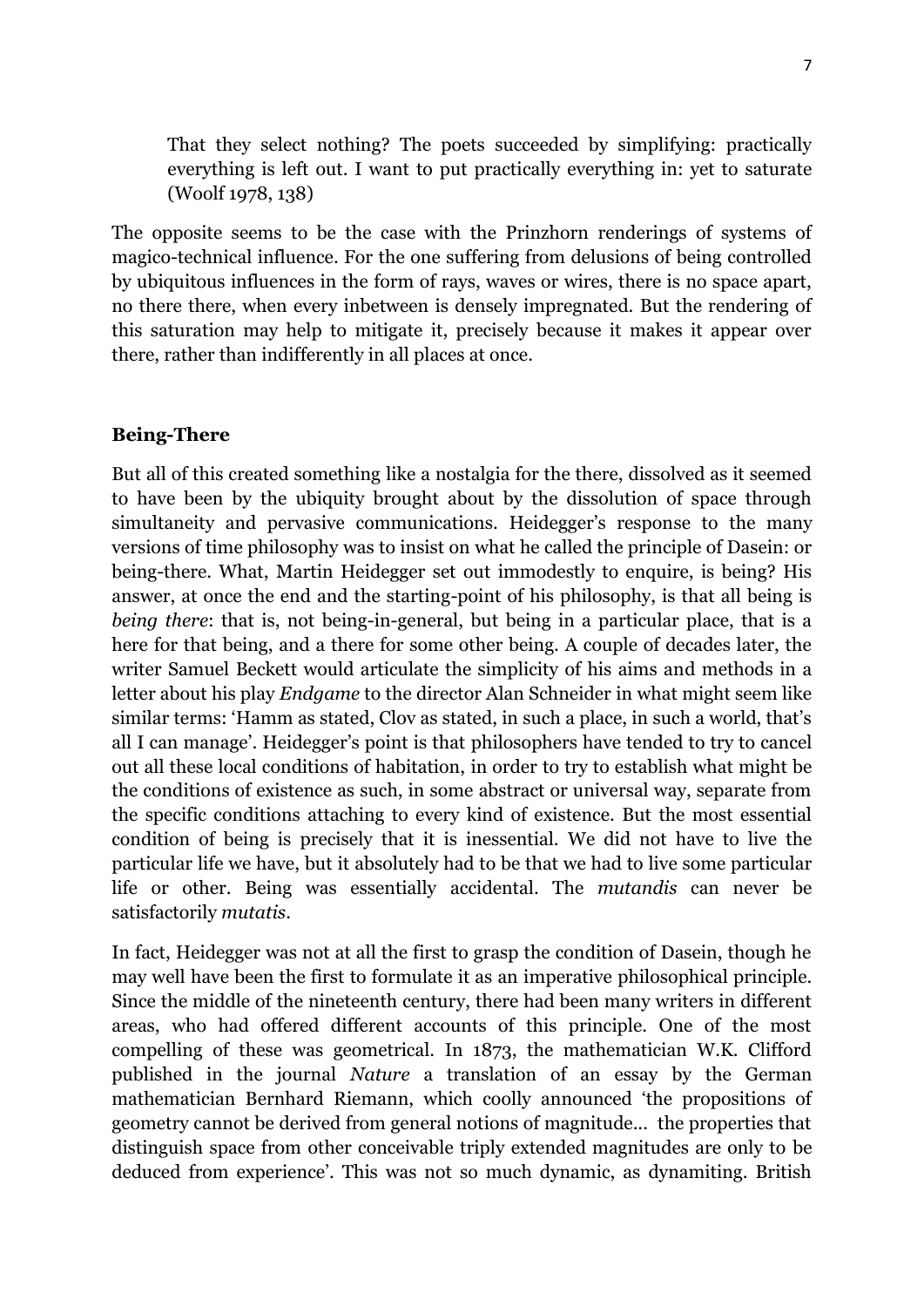> That they select nothing? The poets succeeded by simplifying: practically everything is left out. I want to put practically everything in: yet to saturate (Woolf 1978, 138)

The opposite seems to be the case with the Prinzhorn renderings of systems of magico-technical influence. For the one suffering from delusions of being controlled by ubiquitous influences in the form of rays, waves or wires, there is no space apart, no there there, when every inbetween is densely impregnated. But the rendering of this saturation may help to mitigate it, precisely because it makes it appear over there, rather than indifferently in all places at once.

## Being-There

But all of this created something like a nostalgia for the there, dissolved as it seemed to have been by the ubiquity brought about by the dissolution of space through simultaneity and pervasive communications. Heidegger's response to the many versions of time philosophy was to insist on what he called the principle of Dasein: or being-there. What, Martin Heidegger set out immodestly to enquire, is being? His answer, at once the end and the starting-point of his philosophy, is that all being is *being there*: that is, not being-in-general, but being in a particular place, that is a here for that being, and a there for some other being. A couple of decades later, the writer Samuel Beckett would articulate the simplicity of his aims and methods in a letter about his play *Endgame* to the director Alan Schneider in what might seem like similar terms: 'Hamm as stated, Clov as stated, in such a place, in such a world, that's all I can manage'. Heidegger's point is that philosophers have tended to try to cancel out all these local conditions of habitation, in order to try to establish what might be the conditions of existence as such, in some abstract or universal way, separate from the specific conditions attaching to every kind of existence. But the most essential condition of being is precisely that it is inessential. We did not have to live the particular life we have, but it absolutely had to be that we had to live some particular life or other. Being was essentially accidental. The *mutandis* can never be satisfactorily *mutatis*.

In fact, Heidegger was not at all the first to grasp the condition of Dasein, though he may well have been the first to formulate it as an imperative philosophical principle. Since the middle of the nineteenth century, there had been many writers in different areas, who had offered different accounts of this principle. One of the most compelling of these was geometrical. In 1873, the mathematician W.K. Clifford published in the journal *Nature* a translation of an essay by the German mathematician Bernhard Riemann, which coolly announced 'the propositions of geometry cannot be derived from general notions of magnitude… the properties that distinguish space from other conceivable triply extended magnitudes are only to be deduced from experience'. This was not so much dynamic, as dynamiting. British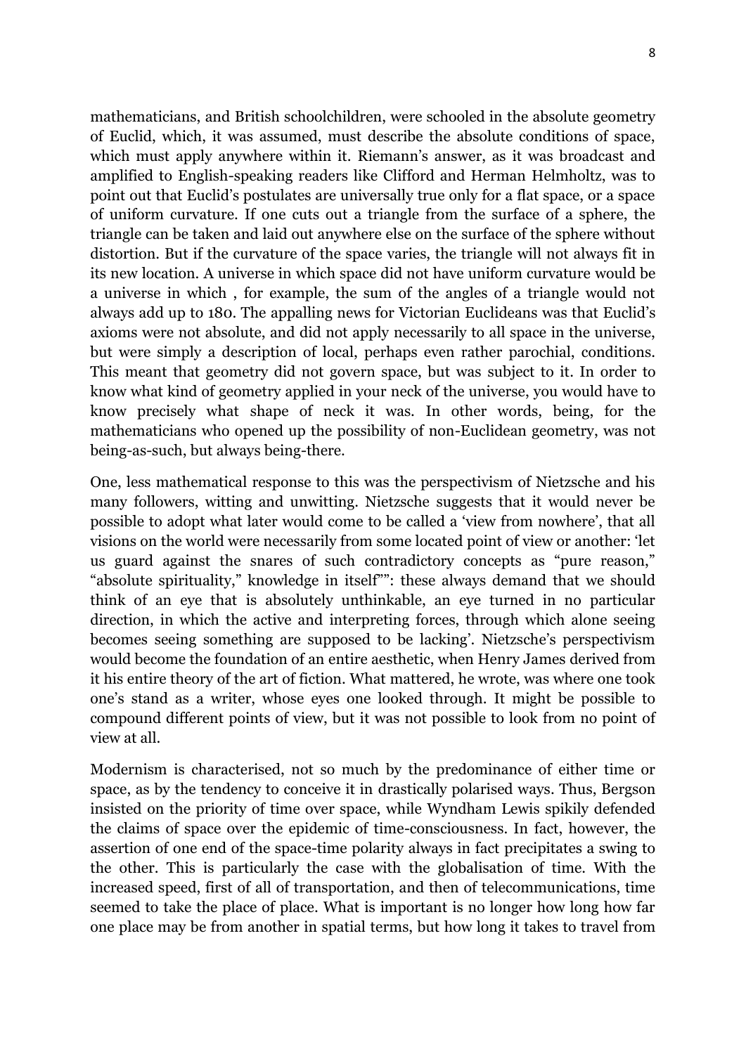mathematicians, and British schoolchildren, were schooled in the absolute geometry of Euclid, which, it was assumed, must describe the absolute conditions of space, which must apply anywhere within it. Riemann's answer, as it was broadcast and amplified to English-speaking readers like Clifford and Herman Helmholtz, was to point out that Euclid's postulates are universally true only for a flat space, or a space of uniform curvature. If one cuts out a triangle from the surface of a sphere, the triangle can be taken and laid out anywhere else on the surface of the sphere without distortion. But if the curvature of the space varies, the triangle will not always fit in its new location. A universe in which space did not have uniform curvature would be a universe in which , for example, the sum of the angles of a triangle would not always add up to 180. The appalling news for Victorian Euclideans was that Euclid's axioms were not absolute, and did not apply necessarily to all space in the universe, but were simply a description of local, perhaps even rather parochial, conditions. This meant that geometry did not govern space, but was subject to it. In order to know what kind of geometry applied in your neck of the universe, you would have to know precisely what shape of neck it was. In other words, being, for the mathematicians who opened up the possibility of non-Euclidean geometry, was not being-as-such, but always being-there.

One, less mathematical response to this was the perspectivism of Nietzsche and his many followers, witting and unwitting. Nietzsche suggests that it would never be possible to adopt what later would come to be called a 'view from nowhere', that all visions on the world were necessarily from some located point of view or another: 'let us guard against the snares of such contradictory concepts as "pure reason," "absolute spirituality," knowledge in itself"": these always demand that we should think of an eye that is absolutely unthinkable, an eye turned in no particular direction, in which the active and interpreting forces, through which alone seeing becomes seeing something are supposed to be lacking'. Nietzsche's perspectivism would become the foundation of an entire aesthetic, when Henry James derived from it his entire theory of the art of fiction. What mattered, he wrote, was where one took one's stand as a writer, whose eyes one looked through. It might be possible to compound different points of view, but it was not possible to look from no point of view at all.

Modernism is characterised, not so much by the predominance of either time or space, as by the tendency to conceive it in drastically polarised ways. Thus, Bergson insisted on the priority of time over space, while Wyndham Lewis spikily defended the claims of space over the epidemic of time-consciousness. In fact, however, the assertion of one end of the space-time polarity always in fact precipitates a swing to the other. This is particularly the case with the globalisation of time. With the increased speed, first of all of transportation, and then of telecommunications, time seemed to take the place of place. What is important is no longer how long how far one place may be from another in spatial terms, but how long it takes to travel from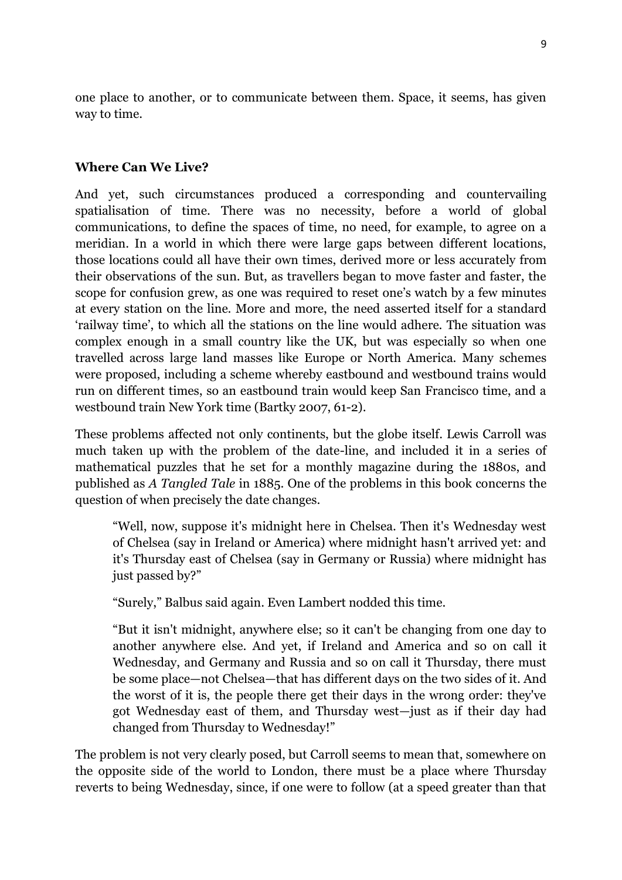one place to another, or to communicate between them. Space, it seems, has given way to time.

### Where Can We Live?

And yet, such circumstances produced a corresponding and countervailing spatialisation of time. There was no necessity, before a world of global communications, to define the spaces of time, no need, for example, to agree on a meridian. In a world in which there were large gaps between different locations, those locations could all have their own times, derived more or less accurately from their observations of the sun. But, as travellers began to move faster and faster, the scope for confusion grew, as one was required to reset one's watch by a few minutes at every station on the line. More and more, the need asserted itself for a standard 'railway time', to which all the stations on the line would adhere. The situation was complex enough in a small country like the UK, but was especially so when one travelled across large land masses like Europe or North America. Many schemes were proposed, including a scheme whereby eastbound and westbound trains would run on different times, so an eastbound train would keep San Francisco time, and a westbound train New York time (Bartky 2007, 61-2).

These problems affected not only continents, but the globe itself. Lewis Carroll was much taken up with the problem of the date-line, and included it in a series of mathematical puzzles that he set for a monthly magazine during the 1880s, and published as *A Tangled Tale* in 1885. One of the problems in this book concerns the question of when precisely the date changes.

> "Well, now, suppose it's midnight here in Chelsea. Then it's Wednesday west of Chelsea (say in Ireland or America) where midnight hasn't arrived yet: and it's Thursday east of Chelsea (say in Germany or Russia) where midnight has just passed by?"
>
> "Surely," Balbus said again. Even Lambert nodded this time.
>
> "But it isn't midnight, anywhere else; so it can't be changing from one day to another anywhere else. And yet, if Ireland and America and so on call it Wednesday, and Germany and Russia and so on call it Thursday, there must be some place—not Chelsea—that has different days on the two sides of it. And the worst of it is, the people there get their days in the wrong order: they've got Wednesday east of them, and Thursday west—just as if their day had changed from Thursday to Wednesday!"

The problem is not very clearly posed, but Carroll seems to mean that, somewhere on the opposite side of the world to London, there must be a place where Thursday reverts to being Wednesday, since, if one were to follow (at a speed greater than that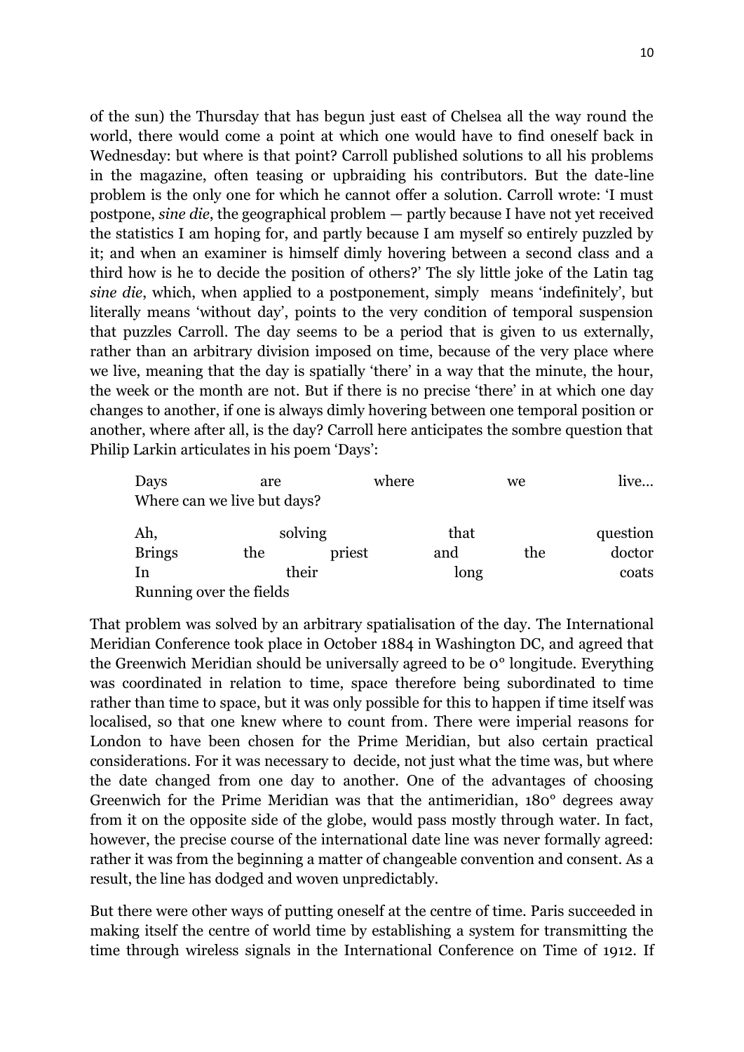of the sun) the Thursday that has begun just east of Chelsea all the way round the world, there would come a point at which one would have to find oneself back in Wednesday: but where is that point? Carroll published solutions to all his problems in the magazine, often teasing or upbraiding his contributors. But the date-line problem is the only one for which he cannot offer a solution. Carroll wrote: 'I must postpone, *sine die*, the geographical problem — partly because I have not yet received the statistics I am hoping for, and partly because I am myself so entirely puzzled by it; and when an examiner is himself dimly hovering between a second class and a third how is he to decide the position of others?' The sly little joke of the Latin tag *sine die*, which, when applied to a postponement, simply means 'indefinitely', but literally means 'without day', points to the very condition of temporal suspension that puzzles Carroll. The day seems to be a period that is given to us externally, rather than an arbitrary division imposed on time, because of the very place where we live, meaning that the day is spatially 'there' in a way that the minute, the hour, the week or the month are not. But if there is no precise 'there' in at which one day changes to another, if one is always dimly hovering between one temporal position or another, where after all, is the day? Carroll here anticipates the sombre question that Philip Larkin articulates in his poem 'Days':

> Days are where we live…
> Where can we live but days?
>
> Ah, solving that question
> Brings the priest and the doctor
> In their long coats
> Running over the fields

That problem was solved by an arbitrary spatialisation of the day. The International Meridian Conference took place in October 1884 in Washington DC, and agreed that the Greenwich Meridian should be universally agreed to be 0° longitude. Everything was coordinated in relation to time, space therefore being subordinated to time rather than time to space, but it was only possible for this to happen if time itself was localised, so that one knew where to count from. There were imperial reasons for London to have been chosen for the Prime Meridian, but also certain practical considerations. For it was necessary to decide, not just what the time was, but where the date changed from one day to another. One of the advantages of choosing Greenwich for the Prime Meridian was that the antimeridian, 180° degrees away from it on the opposite side of the globe, would pass mostly through water. In fact, however, the precise course of the international date line was never formally agreed: rather it was from the beginning a matter of changeable convention and consent. As a result, the line has dodged and woven unpredictably.

But there were other ways of putting oneself at the centre of time. Paris succeeded in making itself the centre of world time by establishing a system for transmitting the time through wireless signals in the International Conference on Time of 1912. If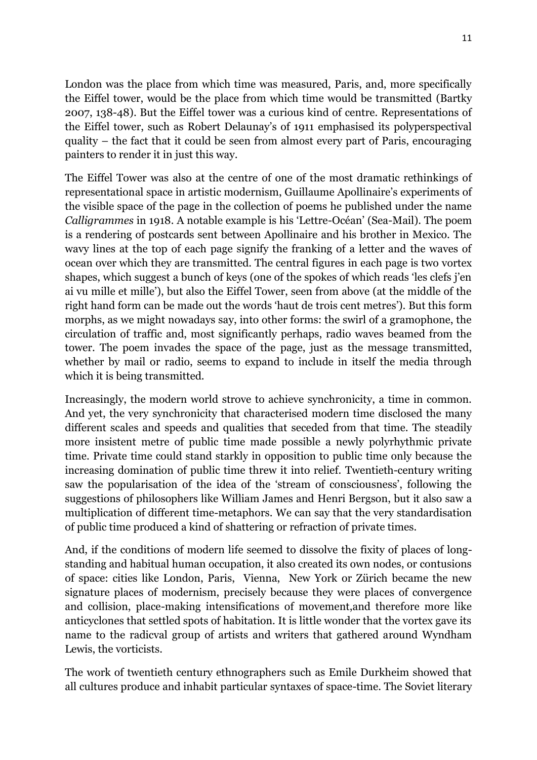London was the place from which time was measured, Paris, and, more specifically the Eiffel tower, would be the place from which time would be transmitted (Bartky 2007, 138-48). But the Eiffel tower was a curious kind of centre. Representations of the Eiffel tower, such as Robert Delaunay's of 1911 emphasised its polyperspectival quality – the fact that it could be seen from almost every part of Paris, encouraging painters to render it in just this way.

The Eiffel Tower was also at the centre of one of the most dramatic rethinkings of representational space in artistic modernism, Guillaume Apollinaire's experiments of the visible space of the page in the collection of poems he published under the name *Calligrammes* in 1918. A notable example is his 'Lettre-Océan' (Sea-Mail). The poem is a rendering of postcards sent between Apollinaire and his brother in Mexico. The wavy lines at the top of each page signify the franking of a letter and the waves of ocean over which they are transmitted. The central figures in each page is two vortex shapes, which suggest a bunch of keys (one of the spokes of which reads 'les clefs j'en ai vu mille et mille'), but also the Eiffel Tower, seen from above (at the middle of the right hand form can be made out the words 'haut de trois cent metres'). But this form morphs, as we might nowadays say, into other forms: the swirl of a gramophone, the circulation of traffic and, most significantly perhaps, radio waves beamed from the tower. The poem invades the space of the page, just as the message transmitted, whether by mail or radio, seems to expand to include in itself the media through which it is being transmitted.

Increasingly, the modern world strove to achieve synchronicity, a time in common. And yet, the very synchronicity that characterised modern time disclosed the many different scales and speeds and qualities that seceded from that time. The steadily more insistent metre of public time made possible a newly polyrhythmic private time. Private time could stand starkly in opposition to public time only because the increasing domination of public time threw it into relief. Twentieth-century writing saw the popularisation of the idea of the 'stream of consciousness', following the suggestions of philosophers like William James and Henri Bergson, but it also saw a multiplication of different time-metaphors. We can say that the very standardisation of public time produced a kind of shattering or refraction of private times.

And, if the conditions of modern life seemed to dissolve the fixity of places of long-standing and habitual human occupation, it also created its own nodes, or contusions of space: cities like London, Paris, Vienna, New York or Zürich became the new signature places of modernism, precisely because they were places of convergence and collision, place-making intensifications of movement,and therefore more like anticyclones that settled spots of habitation. It is little wonder that the vortex gave its name to the radicval group of artists and writers that gathered around Wyndham Lewis, the vorticists.

The work of twentieth century ethnographers such as Emile Durkheim showed that all cultures produce and inhabit particular syntaxes of space-time. The Soviet literary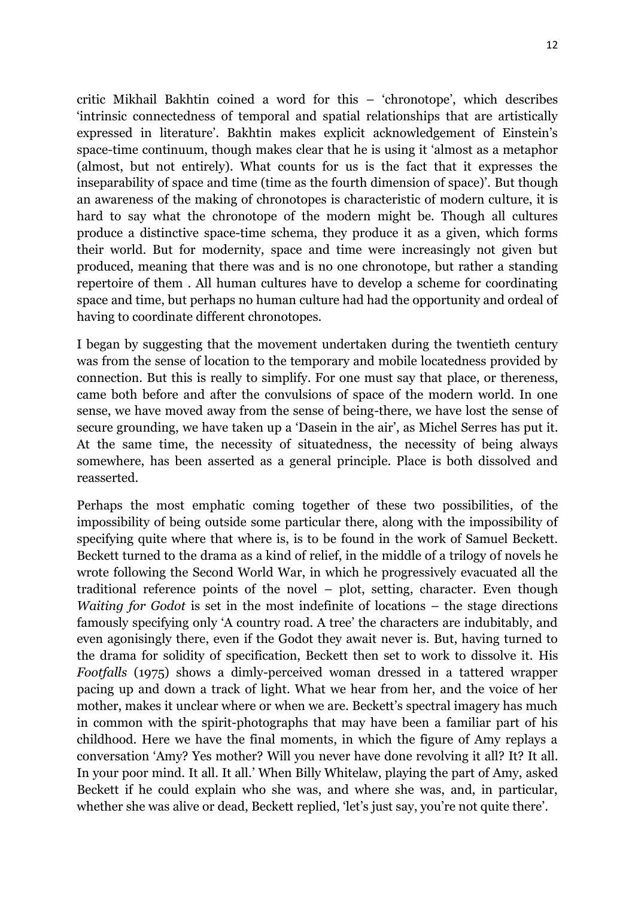critic Mikhail Bakhtin coined a word for this – 'chronotope', which describes 'intrinsic connectedness of temporal and spatial relationships that are artistically expressed in literature'. Bakhtin makes explicit acknowledgement of Einstein's space-time continuum, though makes clear that he is using it 'almost as a metaphor (almost, but not entirely). What counts for us is the fact that it expresses the inseparability of space and time (time as the fourth dimension of space)'. But though an awareness of the making of chronotopes is characteristic of modern culture, it is hard to say what the chronotope of the modern might be. Though all cultures produce a distinctive space-time schema, they produce it as a given, which forms their world. But for modernity, space and time were increasingly not given but produced, meaning that there was and is no one chronotope, but rather a standing repertoire of them . All human cultures have to develop a scheme for coordinating space and time, but perhaps no human culture had had the opportunity and ordeal of having to coordinate different chronotopes.

I began by suggesting that the movement undertaken during the twentieth century was from the sense of location to the temporary and mobile locatedness provided by connection. But this is really to simplify. For one must say that place, or thereness, came both before and after the convulsions of space of the modern world. In one sense, we have moved away from the sense of being-there, we have lost the sense of secure grounding, we have taken up a 'Dasein in the air', as Michel Serres has put it. At the same time, the necessity of situatedness, the necessity of being always somewhere, has been asserted as a general principle. Place is both dissolved and reasserted.

Perhaps the most emphatic coming together of these two possibilities, of the impossibility of being outside some particular there, along with the impossibility of specifying quite where that where is, is to be found in the work of Samuel Beckett. Beckett turned to the drama as a kind of relief, in the middle of a trilogy of novels he wrote following the Second World War, in which he progressively evacuated all the traditional reference points of the novel – plot, setting, character. Even though *Waiting for Godot* is set in the most indefinite of locations – the stage directions famously specifying only 'A country road. A tree' the characters are indubitably, and even agonisingly there, even if the Godot they await never is. But, having turned to the drama for solidity of specification, Beckett then set to work to dissolve it. His *Footfalls* (1975) shows a dimly-perceived woman dressed in a tattered wrapper pacing up and down a track of light. What we hear from her, and the voice of her mother, makes it unclear where or when we are. Beckett's spectral imagery has much in common with the spirit-photographs that may have been a familiar part of his childhood. Here we have the final moments, in which the figure of Amy replays a conversation 'Amy? Yes mother? Will you never have done revolving it all? It? It all. In your poor mind. It all. It all.' When Billy Whitelaw, playing the part of Amy, asked Beckett if he could explain who she was, and where she was, and, in particular, whether she was alive or dead, Beckett replied, 'let's just say, you're not quite there'.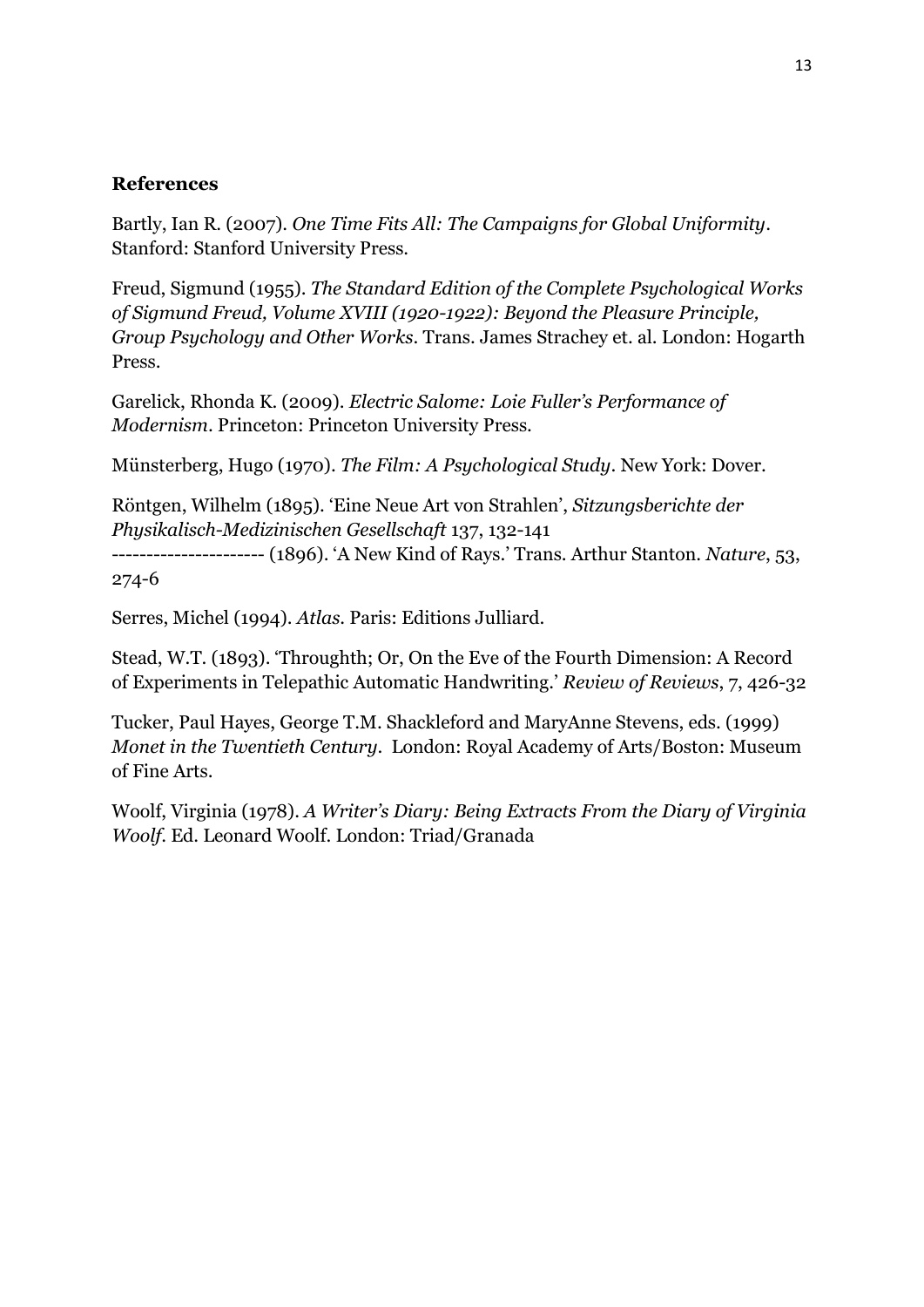**References**

Bartly, Ian R. (2007). *One Time Fits All: The Campaigns for Global Uniformity*. Stanford: Stanford University Press.

Freud, Sigmund (1955). *The Standard Edition of the Complete Psychological Works of Sigmund Freud, Volume XVIII (1920-1922): Beyond the Pleasure Principle, Group Psychology and Other Works*. Trans. James Strachey et. al. London: Hogarth Press.

Garelick, Rhonda K. (2009). *Electric Salome: Loie Fuller's Performance of Modernism*. Princeton: Princeton University Press.

Münsterberg, Hugo (1970). *The Film: A Psychological Study*. New York: Dover.

Röntgen, Wilhelm (1895). 'Eine Neue Art von Strahlen', *Sitzungsberichte der Physikalisch-Medizinischen Gesellschaft* 137, 132-141
--------------------- (1896). 'A New Kind of Rays.' Trans. Arthur Stanton. *Nature*, 53, 274-6

Serres, Michel (1994). *Atlas*. Paris: Editions Julliard.

Stead, W.T. (1893). 'Throughth; Or, On the Eve of the Fourth Dimension: A Record of Experiments in Telepathic Automatic Handwriting.' *Review of Reviews*, 7, 426-32

Tucker, Paul Hayes, George T.M. Shackleford and MaryAnne Stevens, eds. (1999) *Monet in the Twentieth Century*. London: Royal Academy of Arts/Boston: Museum of Fine Arts.

Woolf, Virginia (1978). *A Writer's Diary: Being Extracts From the Diary of Virginia Woolf*. Ed. Leonard Woolf. London: Triad/Granada